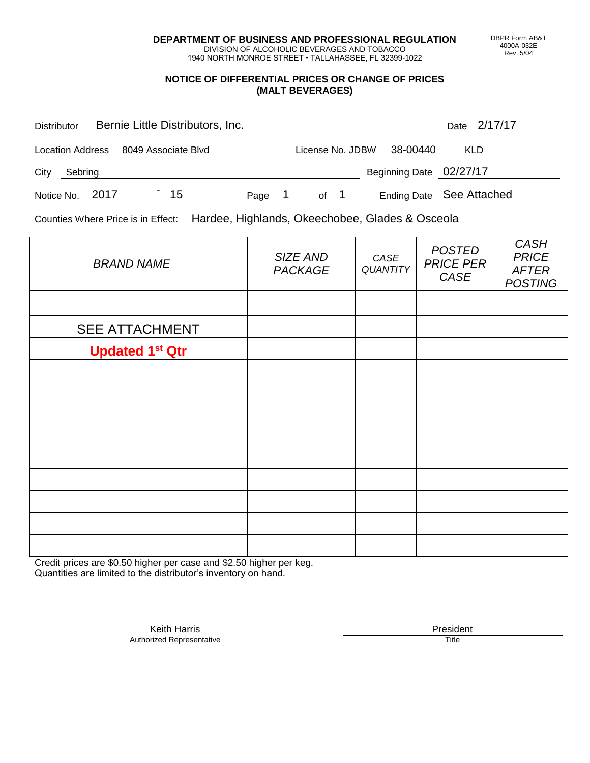**DEPARTMENT OF BUSINESS AND PROFESSIONAL REGULATION**
DIVISION OF ALCOHOLIC BEVERAGES AND TOBACCO
1940 NORTH MONROE STREET • TALLAHASSEE, FL 32399-1022

DBPR Form AB&T
4000A-032E
Rev. 5/04

## NOTICE OF DIFFERENTIAL PRICES OR CHANGE OF PRICES (MALT BEVERAGES)

Distributor: Bernie Little Distributors, Inc. Date: 2/17/17

Location Address: 8049 Associate Blvd License No. JDBW 38-00440 KLD

City: Sebring Beginning Date: 02/27/17

Notice No. 2017 - 15 Page 1 of 1 Ending Date: See Attached

Counties Where Price is in Effect: Hardee, Highlands, Okeechobee, Glades & Osceola

| *BRAND NAME* | *SIZE AND PACKAGE* | *CASE QUANTITY* | *POSTED PRICE PER CASE* | *CASH PRICE AFTER POSTING* |
|---|---|---|---|---|
| | | | | |
| SEE ATTACHMENT | | | | |
| **Updated 1st Qtr** | | | | |
| | | | | |
| | | | | |
| | | | | |
| | | | | |
| | | | | |
| | | | | |
| | | | | |
| | | | | |
| | | | | |

Credit prices are $0.50 higher per case and $2.50 higher per keg.
Quantities are limited to the distributor's inventory on hand.

Keith Harris
Authorized Representative

President
Title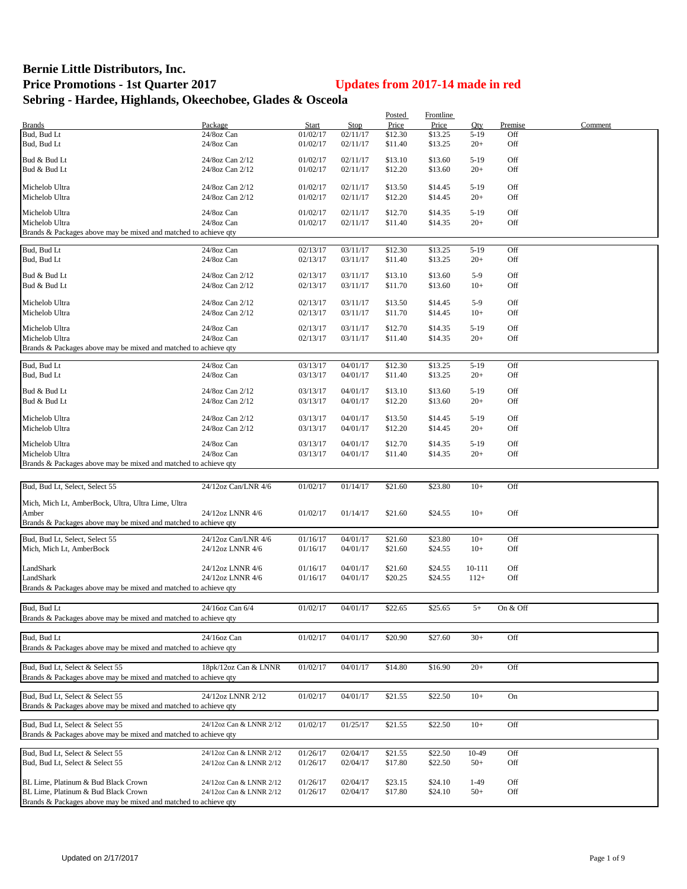# Bernie Little Distributors, Inc.
## Price Promotions - 1st Quarter 2017

**Updates from 2017-14 made in red**

## Sebring - Hardee, Highlands, Okeechobee, Glades & Osceola

| Brands | Package | Start | Stop | Posted Price | Frontline Price | Qty | Premise | Comment |
|---|---|---|---|---|---|---|---|---|
| Bud, Bud Lt | 24/8oz Can | 01/02/17 | 02/11/17 | $12.30 | $13.25 | 5-19 | Off | |
| Bud, Bud Lt | 24/8oz Can | 01/02/17 | 02/11/17 | $11.40 | $13.25 | 20+ | Off | |
| Bud & Bud Lt | 24/8oz Can 2/12 | 01/02/17 | 02/11/17 | $13.10 | $13.60 | 5-19 | Off | |
| Bud & Bud Lt | 24/8oz Can 2/12 | 01/02/17 | 02/11/17 | $12.20 | $13.60 | 20+ | Off | |
| Michelob Ultra | 24/8oz Can 2/12 | 01/02/17 | 02/11/17 | $13.50 | $14.45 | 5-19 | Off | |
| Michelob Ultra | 24/8oz Can 2/12 | 01/02/17 | 02/11/17 | $12.20 | $14.45 | 20+ | Off | |
| Michelob Ultra | 24/8oz Can | 01/02/17 | 02/11/17 | $12.70 | $14.35 | 5-19 | Off | |
| Michelob Ultra | 24/8oz Can | 01/02/17 | 02/11/17 | $11.40 | $14.35 | 20+ | Off | |
| Brands & Packages above may be mixed and matched to achieve qty | | | | | | | | |
| Bud, Bud Lt | 24/8oz Can | 02/13/17 | 03/11/17 | $12.30 | $13.25 | 5-19 | Off | |
| Bud, Bud Lt | 24/8oz Can | 02/13/17 | 03/11/17 | $11.40 | $13.25 | 20+ | Off | |
| Bud & Bud Lt | 24/8oz Can 2/12 | 02/13/17 | 03/11/17 | $13.10 | $13.60 | 5-9 | Off | |
| Bud & Bud Lt | 24/8oz Can 2/12 | 02/13/17 | 03/11/17 | $11.70 | $13.60 | 10+ | Off | |
| Michelob Ultra | 24/8oz Can 2/12 | 02/13/17 | 03/11/17 | $13.50 | $14.45 | 5-9 | Off | |
| Michelob Ultra | 24/8oz Can 2/12 | 02/13/17 | 03/11/17 | $11.70 | $14.45 | 10+ | Off | |
| Michelob Ultra | 24/8oz Can | 02/13/17 | 03/11/17 | $12.70 | $14.35 | 5-19 | Off | |
| Michelob Ultra | 24/8oz Can | 02/13/17 | 03/11/17 | $11.40 | $14.35 | 20+ | Off | |
| Brands & Packages above may be mixed and matched to achieve qty | | | | | | | | |
| Bud, Bud Lt | 24/8oz Can | 03/13/17 | 04/01/17 | $12.30 | $13.25 | 5-19 | Off | |
| Bud, Bud Lt | 24/8oz Can | 03/13/17 | 04/01/17 | $11.40 | $13.25 | 20+ | Off | |
| Bud & Bud Lt | 24/8oz Can 2/12 | 03/13/17 | 04/01/17 | $13.10 | $13.60 | 5-19 | Off | |
| Bud & Bud Lt | 24/8oz Can 2/12 | 03/13/17 | 04/01/17 | $12.20 | $13.60 | 20+ | Off | |
| Michelob Ultra | 24/8oz Can 2/12 | 03/13/17 | 04/01/17 | $13.50 | $14.45 | 5-19 | Off | |
| Michelob Ultra | 24/8oz Can 2/12 | 03/13/17 | 04/01/17 | $12.20 | $14.45 | 20+ | Off | |
| Michelob Ultra | 24/8oz Can | 03/13/17 | 04/01/17 | $12.70 | $14.35 | 5-19 | Off | |
| Michelob Ultra | 24/8oz Can | 03/13/17 | 04/01/17 | $11.40 | $14.35 | 20+ | Off | |
| Brands & Packages above may be mixed and matched to achieve qty | | | | | | | | |
| Bud, Bud Lt, Select, Select 55 | 24/12oz Can/LNR 4/6 | 01/02/17 | 01/14/17 | $21.60 | $23.80 | 10+ | Off | |
| Mich, Mich Lt, AmberBock, Ultra, Ultra Lime, Ultra Amber | 24/12oz LNNR 4/6 | 01/02/17 | 01/14/17 | $21.60 | $24.55 | 10+ | Off | |
| Brands & Packages above may be mixed and matched to achieve qty | | | | | | | | |
| Bud, Bud Lt, Select, Select 55 | 24/12oz Can/LNR 4/6 | 01/16/17 | 04/01/17 | $21.60 | $23.80 | 10+ | Off | |
| Mich, Mich Lt, AmberBock | 24/12oz LNNR 4/6 | 01/16/17 | 04/01/17 | $21.60 | $24.55 | 10+ | Off | |
| LandShark | 24/12oz LNNR 4/6 | 01/16/17 | 04/01/17 | $21.60 | $24.55 | 10-111 | Off | |
| LandShark | 24/12oz LNNR 4/6 | 01/16/17 | 04/01/17 | $20.25 | $24.55 | 112+ | Off | |
| Brands & Packages above may be mixed and matched to achieve qty | | | | | | | | |
| Bud, Bud Lt | 24/16oz Can 6/4 | 01/02/17 | 04/01/17 | $22.65 | $25.65 | 5+ | On & Off | |
| Brands & Packages above may be mixed and matched to achieve qty | | | | | | | | |
| Bud, Bud Lt | 24/16oz Can | 01/02/17 | 04/01/17 | $20.90 | $27.60 | 30+ | Off | |
| Brands & Packages above may be mixed and matched to achieve qty | | | | | | | | |
| Bud, Bud Lt, Select & Select 55 | 18pk/12oz Can & LNNR | 01/02/17 | 04/01/17 | $14.80 | $16.90 | 20+ | Off | |
| Brands & Packages above may be mixed and matched to achieve qty | | | | | | | | |
| Bud, Bud Lt, Select & Select 55 | 24/12oz LNNR 2/12 | 01/02/17 | 04/01/17 | $21.55 | $22.50 | 10+ | On | |
| Brands & Packages above may be mixed and matched to achieve qty | | | | | | | | |
| Bud, Bud Lt, Select & Select 55 | 24/12oz Can & LNNR 2/12 | 01/02/17 | 01/25/17 | $21.55 | $22.50 | 10+ | Off | |
| Brands & Packages above may be mixed and matched to achieve qty | | | | | | | | |
| Bud, Bud Lt, Select & Select 55 | 24/12oz Can & LNNR 2/12 | 01/26/17 | 02/04/17 | $21.55 | $22.50 | 10-49 | Off | |
| Bud, Bud Lt, Select & Select 55 | 24/12oz Can & LNNR 2/12 | 01/26/17 | 02/04/17 | $17.80 | $22.50 | 50+ | Off | |
| BL Lime, Platinum & Bud Black Crown | 24/12oz Can & LNNR 2/12 | 01/26/17 | 02/04/17 | $23.15 | $24.10 | 1-49 | Off | |
| BL Lime, Platinum & Bud Black Crown | 24/12oz Can & LNNR 2/12 | 01/26/17 | 02/04/17 | $17.80 | $24.10 | 50+ | Off | |
| Brands & Packages above may be mixed and matched to achieve qty | | | | | | | | |

Updated on 2/17/2017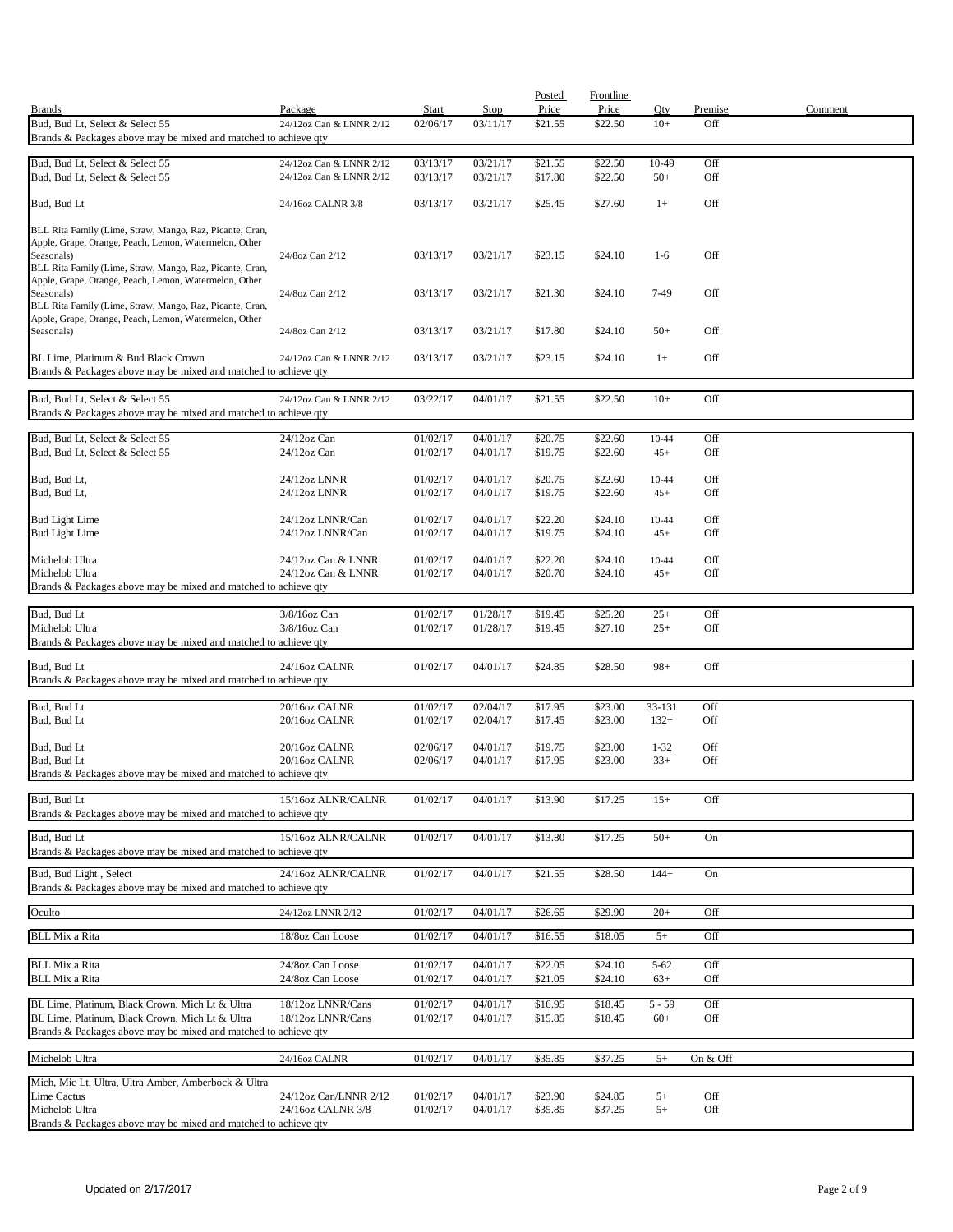| Brands | Package | Start | Stop | Posted Price | Frontline Price | Qty | Premise | Comment |
|---|---|---|---|---|---|---|---|---|
| Bud, Bud Lt, Select & Select 55 | 24/12oz Can & LNNR 2/12 | 02/06/17 | 03/11/17 | $21.55 | $22.50 | 10+ | Off | |
| Brands & Packages above may be mixed and matched to achieve qty | | | | | | | | |
| Bud, Bud Lt, Select & Select 55 | 24/12oz Can & LNNR 2/12 | 03/13/17 | 03/21/17 | $21.55 | $22.50 | 10-49 | Off | |
| Bud, Bud Lt, Select & Select 55 | 24/12oz Can & LNNR 2/12 | 03/13/17 | 03/21/17 | $17.80 | $22.50 | 50+ | Off | |
| Bud, Bud Lt | 24/16oz CALNR 3/8 | 03/13/17 | 03/21/17 | $25.45 | $27.60 | 1+ | Off | |
| BLL Rita Family (Lime, Straw, Mango, Raz, Picante, Cran, Apple, Grape, Orange, Peach, Lemon, Watermelon, Other Seasonals) | 24/8oz Can 2/12 | 03/13/17 | 03/21/17 | $23.15 | $24.10 | 1-6 | Off | |
| BLL Rita Family (Lime, Straw, Mango, Raz, Picante, Cran, Apple, Grape, Orange, Peach, Lemon, Watermelon, Other Seasonals) | 24/8oz Can 2/12 | 03/13/17 | 03/21/17 | $21.30 | $24.10 | 7-49 | Off | |
| BLL Rita Family (Lime, Straw, Mango, Raz, Picante, Cran, Apple, Grape, Orange, Peach, Lemon, Watermelon, Other Seasonals) | 24/8oz Can 2/12 | 03/13/17 | 03/21/17 | $17.80 | $24.10 | 50+ | Off | |
| BL Lime, Platinum & Bud Black Crown | 24/12oz Can & LNNR 2/12 | 03/13/17 | 03/21/17 | $23.15 | $24.10 | 1+ | Off | |
| Brands & Packages above may be mixed and matched to achieve qty | | | | | | | | |
| Bud, Bud Lt, Select & Select 55 | 24/12oz Can & LNNR 2/12 | 03/22/17 | 04/01/17 | $21.55 | $22.50 | 10+ | Off | |
| Brands & Packages above may be mixed and matched to achieve qty | | | | | | | | |
| Bud, Bud Lt, Select & Select 55 | 24/12oz Can | 01/02/17 | 04/01/17 | $20.75 | $22.60 | 10-44 | Off | |
| Bud, Bud Lt, Select & Select 55 | 24/12oz Can | 01/02/17 | 04/01/17 | $19.75 | $22.60 | 45+ | Off | |
| Bud, Bud Lt, | 24/12oz LNNR | 01/02/17 | 04/01/17 | $20.75 | $22.60 | 10-44 | Off | |
| Bud, Bud Lt, | 24/12oz LNNR | 01/02/17 | 04/01/17 | $19.75 | $22.60 | 45+ | Off | |
| Bud Light Lime | 24/12oz LNNR/Can | 01/02/17 | 04/01/17 | $22.20 | $24.10 | 10-44 | Off | |
| Bud Light Lime | 24/12oz LNNR/Can | 01/02/17 | 04/01/17 | $19.75 | $24.10 | 45+ | Off | |
| Michelob Ultra | 24/12oz Can & LNNR | 01/02/17 | 04/01/17 | $22.20 | $24.10 | 10-44 | Off | |
| Michelob Ultra | 24/12oz Can & LNNR | 01/02/17 | 04/01/17 | $20.70 | $24.10 | 45+ | Off | |
| Brands & Packages above may be mixed and matched to achieve qty | | | | | | | | |
| Bud, Bud Lt | 3/8/16oz Can | 01/02/17 | 01/28/17 | $19.45 | $25.20 | 25+ | Off | |
| Michelob Ultra | 3/8/16oz Can | 01/02/17 | 01/28/17 | $19.45 | $27.10 | 25+ | Off | |
| Brands & Packages above may be mixed and matched to achieve qty | | | | | | | | |
| Bud, Bud Lt | 24/16oz CALNR | 01/02/17 | 04/01/17 | $24.85 | $28.50 | 98+ | Off | |
| Brands & Packages above may be mixed and matched to achieve qty | | | | | | | | |
| Bud, Bud Lt | 20/16oz CALNR | 01/02/17 | 02/04/17 | $17.95 | $23.00 | 33-131 | Off | |
| Bud, Bud Lt | 20/16oz CALNR | 01/02/17 | 02/04/17 | $17.45 | $23.00 | 132+ | Off | |
| Bud, Bud Lt | 20/16oz CALNR | 02/06/17 | 04/01/17 | $19.75 | $23.00 | 1-32 | Off | |
| Bud, Bud Lt | 20/16oz CALNR | 02/06/17 | 04/01/17 | $17.95 | $23.00 | 33+ | Off | |
| Brands & Packages above may be mixed and matched to achieve qty | | | | | | | | |
| Bud, Bud Lt | 15/16oz ALNR/CALNR | 01/02/17 | 04/01/17 | $13.90 | $17.25 | 15+ | Off | |
| Brands & Packages above may be mixed and matched to achieve qty | | | | | | | | |
| Bud, Bud Lt | 15/16oz ALNR/CALNR | 01/02/17 | 04/01/17 | $13.80 | $17.25 | 50+ | On | |
| Brands & Packages above may be mixed and matched to achieve qty | | | | | | | | |
| Bud, Bud Light , Select | 24/16oz ALNR/CALNR | 01/02/17 | 04/01/17 | $21.55 | $28.50 | 144+ | On | |
| Brands & Packages above may be mixed and matched to achieve qty | | | | | | | | |
| Oculto | 24/12oz LNNR 2/12 | 01/02/17 | 04/01/17 | $26.65 | $29.90 | 20+ | Off | |
| BLL Mix a Rita | 18/8oz Can Loose | 01/02/17 | 04/01/17 | $16.55 | $18.05 | 5+ | Off | |
| BLL Mix a Rita | 24/8oz Can Loose | 01/02/17 | 04/01/17 | $22.05 | $24.10 | 5-62 | Off | |
| BLL Mix a Rita | 24/8oz Can Loose | 01/02/17 | 04/01/17 | $21.05 | $24.10 | 63+ | Off | |
| BL Lime, Platinum, Black Crown, Mich Lt & Ultra | 18/12oz LNNR/Cans | 01/02/17 | 04/01/17 | $16.95 | $18.45 | 5 - 59 | Off | |
| BL Lime, Platinum, Black Crown, Mich Lt & Ultra | 18/12oz LNNR/Cans | 01/02/17 | 04/01/17 | $15.85 | $18.45 | 60+ | Off | |
| Brands & Packages above may be mixed and matched to achieve qty | | | | | | | | |
| Michelob Ultra | 24/16oz CALNR | 01/02/17 | 04/01/17 | $35.85 | $37.25 | 5+ | On & Off | |
| Mich, Mic Lt, Ultra, Ultra Amber, Amberbock & Ultra Lime Cactus | 24/12oz Can/LNNR 2/12 | 01/02/17 | 04/01/17 | $23.90 | $24.85 | 5+ | Off | |
| Michelob Ultra | 24/16oz CALNR 3/8 | 01/02/17 | 04/01/17 | $35.85 | $37.25 | 5+ | Off | |
| Brands & Packages above may be mixed and matched to achieve qty | | | | | | | | |

Updated on 2/17/2017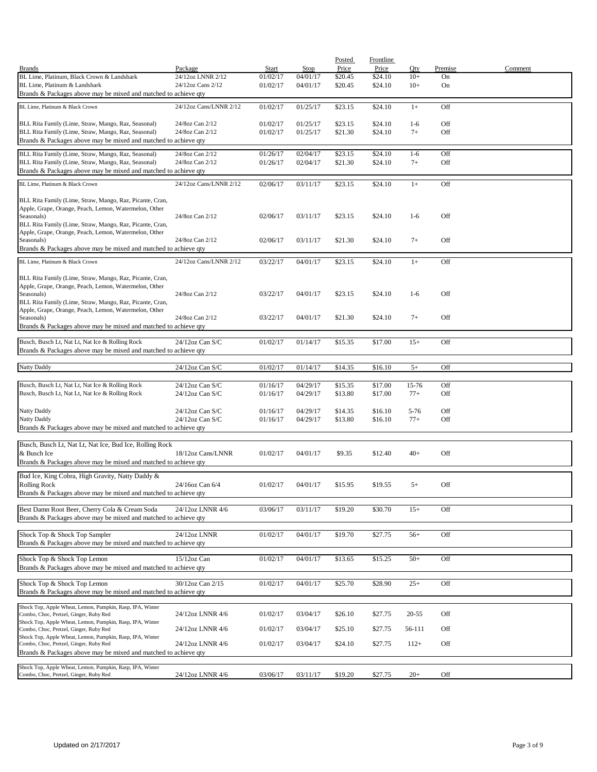| Brands | Package | Start | Stop | Posted Price | Frontline Price | Qty | Premise | Comment |
|---|---|---|---|---|---|---|---|---|
| BL Lime, Platinum, Black Crown & Landshark | 24/12oz LNNR 2/12 | 01/02/17 | 04/01/17 | $20.45 | $24.10 | 10+ | On | |
| BL Lime, Platinum & Landshark | 24/12oz Cans 2/12 | 01/02/17 | 04/01/17 | $20.45 | $24.10 | 10+ | On | |
| Brands & Packages above may be mixed and matched to achieve qty | | | | | | | | |
| BL Lime, Platinum & Black Crown | 24/12oz Cans/LNNR 2/12 | 01/02/17 | 01/25/17 | $23.15 | $24.10 | 1+ | Off | |
| BLL Rita Family (Lime, Straw, Mango, Raz, Seasonal) | 24/8oz Can 2/12 | 01/02/17 | 01/25/17 | $23.15 | $24.10 | 1-6 | Off | |
| BLL Rita Family (Lime, Straw, Mango, Raz, Seasonal) | 24/8oz Can 2/12 | 01/02/17 | 01/25/17 | $21.30 | $24.10 | 7+ | Off | |
| Brands & Packages above may be mixed and matched to achieve qty | | | | | | | | |
| BLL Rita Family (Lime, Straw, Mango, Raz, Seasonal) | 24/8oz Can 2/12 | 01/26/17 | 02/04/17 | $23.15 | $24.10 | 1-6 | Off | |
| BLL Rita Family (Lime, Straw, Mango, Raz, Seasonal) | 24/8oz Can 2/12 | 01/26/17 | 02/04/17 | $21.30 | $24.10 | 7+ | Off | |
| Brands & Packages above may be mixed and matched to achieve qty | | | | | | | | |
| BL Lime, Platinum & Black Crown | 24/12oz Cans/LNNR 2/12 | 02/06/17 | 03/11/17 | $23.15 | $24.10 | 1+ | Off | |
| BLL Rita Family (Lime, Straw, Mango, Raz, Picante, Cran, Apple, Grape, Orange, Peach, Lemon, Watermelon, Other Seasonals) | 24/8oz Can 2/12 | 02/06/17 | 03/11/17 | $23.15 | $24.10 | 1-6 | Off | |
| BLL Rita Family (Lime, Straw, Mango, Raz, Picante, Cran, Apple, Grape, Orange, Peach, Lemon, Watermelon, Other Seasonals) | 24/8oz Can 2/12 | 02/06/17 | 03/11/17 | $21.30 | $24.10 | 7+ | Off | |
| Brands & Packages above may be mixed and matched to achieve qty | | | | | | | | |
| BL Lime, Platinum & Black Crown | 24/12oz Cans/LNNR 2/12 | 03/22/17 | 04/01/17 | $23.15 | $24.10 | 1+ | Off | |
| BLL Rita Family (Lime, Straw, Mango, Raz, Picante, Cran, Apple, Grape, Orange, Peach, Lemon, Watermelon, Other Seasonals) | 24/8oz Can 2/12 | 03/22/17 | 04/01/17 | $23.15 | $24.10 | 1-6 | Off | |
| BLL Rita Family (Lime, Straw, Mango, Raz, Picante, Cran, Apple, Grape, Orange, Peach, Lemon, Watermelon, Other Seasonals) | 24/8oz Can 2/12 | 03/22/17 | 04/01/17 | $21.30 | $24.10 | 7+ | Off | |
| Brands & Packages above may be mixed and matched to achieve qty | | | | | | | | |
| Busch, Busch Lt, Nat Lt, Nat Ice & Rolling Rock | 24/12oz Can S/C | 01/02/17 | 01/14/17 | $15.35 | $17.00 | 15+ | Off | |
| Brands & Packages above may be mixed and matched to achieve qty | | | | | | | | |
| Natty Daddy | 24/12oz Can S/C | 01/02/17 | 01/14/17 | $14.35 | $16.10 | 5+ | Off | |
| Busch, Busch Lt, Nat Lt, Nat Ice & Rolling Rock | 24/12oz Can S/C | 01/16/17 | 04/29/17 | $15.35 | $17.00 | 15-76 | Off | |
| Busch, Busch Lt, Nat Lt, Nat Ice & Rolling Rock | 24/12oz Can S/C | 01/16/17 | 04/29/17 | $13.80 | $17.00 | 77+ | Off | |
| Natty Daddy | 24/12oz Can S/C | 01/16/17 | 04/29/17 | $14.35 | $16.10 | 5-76 | Off | |
| Natty Daddy | 24/12oz Can S/C | 01/16/17 | 04/29/17 | $13.80 | $16.10 | 77+ | Off | |
| Brands & Packages above may be mixed and matched to achieve qty | | | | | | | | |
| Busch, Busch Lt, Nat Lt, Nat Ice, Bud Ice, Rolling Rock & Busch Ice | 18/12oz Cans/LNNR | 01/02/17 | 04/01/17 | $9.35 | $12.40 | 40+ | Off | |
| Brands & Packages above may be mixed and matched to achieve qty | | | | | | | | |
| Bud Ice, King Cobra, High Gravity, Natty Daddy & Rolling Rock | 24/16oz Can 6/4 | 01/02/17 | 04/01/17 | $15.95 | $19.55 | 5+ | Off | |
| Brands & Packages above may be mixed and matched to achieve qty | | | | | | | | |
| Best Damn Root Beer, Cherry Cola & Cream Soda | 24/12oz LNNR 4/6 | 03/06/17 | 03/11/17 | $19.20 | $30.70 | 15+ | Off | |
| Brands & Packages above may be mixed and matched to achieve qty | | | | | | | | |
| Shock Top & Shock Top Sampler | 24/12oz LNNR | 01/02/17 | 04/01/17 | $19.70 | $27.75 | 56+ | Off | |
| Brands & Packages above may be mixed and matched to achieve qty | | | | | | | | |
| Shock Top & Shock Top Lemon | 15/12oz Can | 01/02/17 | 04/01/17 | $13.65 | $15.25 | 50+ | Off | |
| Brands & Packages above may be mixed and matched to achieve qty | | | | | | | | |
| Shock Top & Shock Top Lemon | 30/12oz Can 2/15 | 01/02/17 | 04/01/17 | $25.70 | $28.90 | 25+ | Off | |
| Brands & Packages above may be mixed and matched to achieve qty | | | | | | | | |
| Shock Top, Apple Wheat, Lemon, Pumpkin, Rasp, IPA, Winter Combo, Choc, Pretzel, Ginger, Ruby Red | 24/12oz LNNR 4/6 | 01/02/17 | 03/04/17 | $26.10 | $27.75 | 20-55 | Off | |
| Shock Top, Apple Wheat, Lemon, Pumpkin, Rasp, IPA, Winter Combo, Choc, Pretzel, Ginger, Ruby Red | 24/12oz LNNR 4/6 | 01/02/17 | 03/04/17 | $25.10 | $27.75 | 56-111 | Off | |
| Shock Top, Apple Wheat, Lemon, Pumpkin, Rasp, IPA, Winter Combo, Choc, Pretzel, Ginger, Ruby Red | 24/12oz LNNR 4/6 | 01/02/17 | 03/04/17 | $24.10 | $27.75 | 112+ | Off | |
| Brands & Packages above may be mixed and matched to achieve qty | | | | | | | | |
| Shock Top, Apple Wheat, Lemon, Pumpkin, Rasp, IPA, Winter Combo, Choc, Pretzel, Ginger, Ruby Red | 24/12oz LNNR 4/6 | 03/06/17 | 03/11/17 | $19.20 | $27.75 | 20+ | Off | |

Updated on 2/17/2017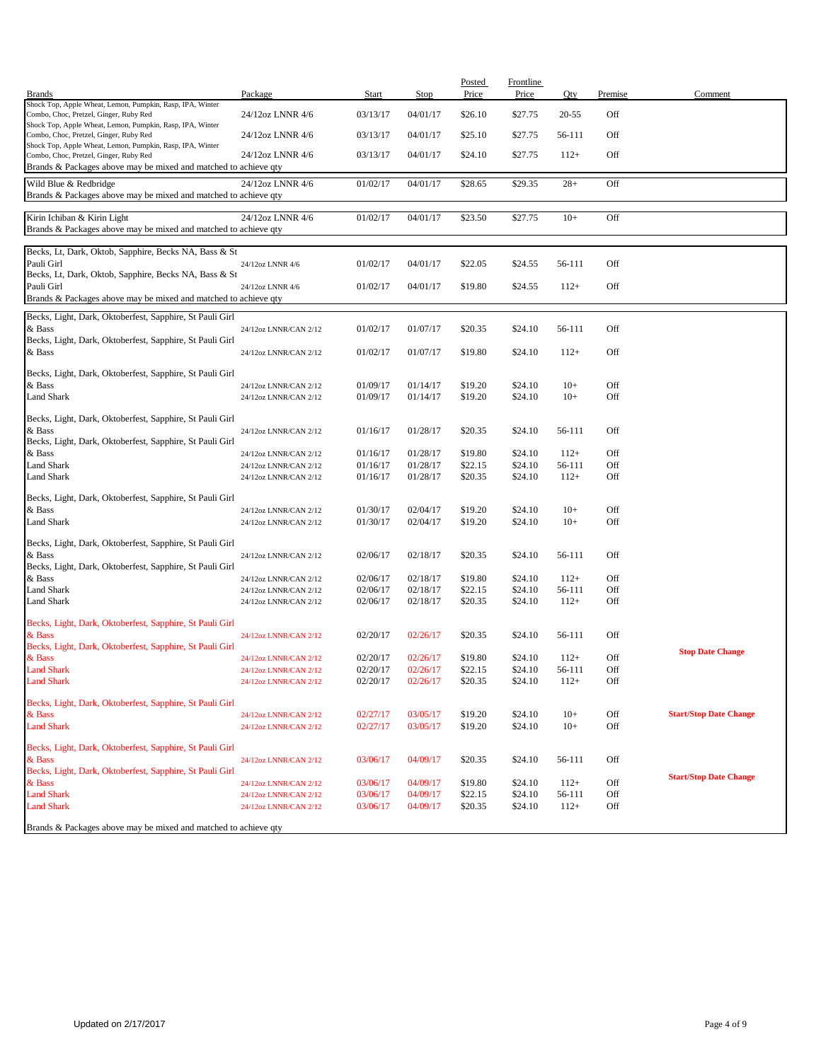| Brands | Package | Start | Stop | Posted Price | Frontline Price | Qty | Premise | Comment |
|---|---|---|---|---|---|---|---|---|
| Shock Top, Apple Wheat, Lemon, Pumpkin, Rasp, IPA, Winter Combo, Choc, Pretzel, Ginger, Ruby Red | 24/12oz LNNR 4/6 | 03/13/17 | 04/01/17 | $26.10 | $27.75 | 20-55 | Off | |
| Shock Top, Apple Wheat, Lemon, Pumpkin, Rasp, IPA, Winter Combo, Choc, Pretzel, Ginger, Ruby Red | 24/12oz LNNR 4/6 | 03/13/17 | 04/01/17 | $25.10 | $27.75 | 56-111 | Off | |
| Shock Top, Apple Wheat, Lemon, Pumpkin, Rasp, IPA, Winter Combo, Choc, Pretzel, Ginger, Ruby Red | 24/12oz LNNR 4/6 | 03/13/17 | 04/01/17 | $24.10 | $27.75 | 112+ | Off | |
| Brands & Packages above may be mixed and matched to achieve qty | | | | | | | | |
| Wild Blue & Redbridge | 24/12oz LNNR 4/6 | 01/02/17 | 04/01/17 | $28.65 | $29.35 | 28+ | Off | |
| Brands & Packages above may be mixed and matched to achieve qty | | | | | | | | |
| Kirin Ichiban & Kirin Light | 24/12oz LNNR 4/6 | 01/02/17 | 04/01/17 | $23.50 | $27.75 | 10+ | Off | |
| Brands & Packages above may be mixed and matched to achieve qty | | | | | | | | |
| Becks, Lt, Dark, Oktob, Sapphire, Becks NA, Bass & St Pauli Girl | 24/12oz LNNR 4/6 | 01/02/17 | 04/01/17 | $22.05 | $24.55 | 56-111 | Off | |
| Becks, Lt, Dark, Oktob, Sapphire, Becks NA, Bass & St Pauli Girl | 24/12oz LNNR 4/6 | 01/02/17 | 04/01/17 | $19.80 | $24.55 | 112+ | Off | |
| Brands & Packages above may be mixed and matched to achieve qty | | | | | | | | |
| Becks, Light, Dark, Oktoberfest, Sapphire, St Pauli Girl & Bass | 24/12oz LNNR/CAN 2/12 | 01/02/17 | 01/07/17 | $20.35 | $24.10 | 56-111 | Off | |
| Becks, Light, Dark, Oktoberfest, Sapphire, St Pauli Girl & Bass | 24/12oz LNNR/CAN 2/12 | 01/02/17 | 01/07/17 | $19.80 | $24.10 | 112+ | Off | |
| Becks, Light, Dark, Oktoberfest, Sapphire, St Pauli Girl & Bass | 24/12oz LNNR/CAN 2/12 | 01/09/17 | 01/14/17 | $19.20 | $24.10 | 10+ | Off | |
| Land Shark | 24/12oz LNNR/CAN 2/12 | 01/09/17 | 01/14/17 | $19.20 | $24.10 | 10+ | Off | |
| Becks, Light, Dark, Oktoberfest, Sapphire, St Pauli Girl & Bass | 24/12oz LNNR/CAN 2/12 | 01/16/17 | 01/28/17 | $20.35 | $24.10 | 56-111 | Off | |
| Becks, Light, Dark, Oktoberfest, Sapphire, St Pauli Girl & Bass | 24/12oz LNNR/CAN 2/12 | 01/16/17 | 01/28/17 | $19.80 | $24.10 | 112+ | Off | |
| Land Shark | 24/12oz LNNR/CAN 2/12 | 01/16/17 | 01/28/17 | $22.15 | $24.10 | 56-111 | Off | |
| Land Shark | 24/12oz LNNR/CAN 2/12 | 01/16/17 | 01/28/17 | $20.35 | $24.10 | 112+ | Off | |
| Becks, Light, Dark, Oktoberfest, Sapphire, St Pauli Girl & Bass | 24/12oz LNNR/CAN 2/12 | 01/30/17 | 02/04/17 | $19.20 | $24.10 | 10+ | Off | |
| Land Shark | 24/12oz LNNR/CAN 2/12 | 01/30/17 | 02/04/17 | $19.20 | $24.10 | 10+ | Off | |
| Becks, Light, Dark, Oktoberfest, Sapphire, St Pauli Girl & Bass | 24/12oz LNNR/CAN 2/12 | 02/06/17 | 02/18/17 | $20.35 | $24.10 | 56-111 | Off | |
| Becks, Light, Dark, Oktoberfest, Sapphire, St Pauli Girl & Bass | 24/12oz LNNR/CAN 2/12 | 02/06/17 | 02/18/17 | $19.80 | $24.10 | 112+ | Off | |
| Land Shark | 24/12oz LNNR/CAN 2/12 | 02/06/17 | 02/18/17 | $22.15 | $24.10 | 56-111 | Off | |
| Land Shark | 24/12oz LNNR/CAN 2/12 | 02/06/17 | 02/18/17 | $20.35 | $24.10 | 112+ | Off | |
| Becks, Light, Dark, Oktoberfest, Sapphire, St Pauli Girl & Bass | 24/12oz LNNR/CAN 2/12 | 02/20/17 | 02/26/17 | $20.35 | $24.10 | 56-111 | Off | |
| Becks, Light, Dark, Oktoberfest, Sapphire, St Pauli Girl & Bass | 24/12oz LNNR/CAN 2/12 | 02/20/17 | 02/26/17 | $19.80 | $24.10 | 112+ | Off | **Stop Date Change** |
| Land Shark | 24/12oz LNNR/CAN 2/12 | 02/20/17 | 02/26/17 | $22.15 | $24.10 | 56-111 | Off | |
| Land Shark | 24/12oz LNNR/CAN 2/12 | 02/20/17 | 02/26/17 | $20.35 | $24.10 | 112+ | Off | |
| Becks, Light, Dark, Oktoberfest, Sapphire, St Pauli Girl & Bass | 24/12oz LNNR/CAN 2/12 | 02/27/17 | 03/05/17 | $19.20 | $24.10 | 10+ | Off | **Start/Stop Date Change** |
| Land Shark | 24/12oz LNNR/CAN 2/12 | 02/27/17 | 03/05/17 | $19.20 | $24.10 | 10+ | Off | |
| Becks, Light, Dark, Oktoberfest, Sapphire, St Pauli Girl & Bass | 24/12oz LNNR/CAN 2/12 | 03/06/17 | 04/09/17 | $20.35 | $24.10 | 56-111 | Off | |
| Becks, Light, Dark, Oktoberfest, Sapphire, St Pauli Girl & Bass | 24/12oz LNNR/CAN 2/12 | 03/06/17 | 04/09/17 | $19.80 | $24.10 | 112+ | Off | **Start/Stop Date Change** |
| Land Shark | 24/12oz LNNR/CAN 2/12 | 03/06/17 | 04/09/17 | $22.15 | $24.10 | 56-111 | Off | |
| Land Shark | 24/12oz LNNR/CAN 2/12 | 03/06/17 | 04/09/17 | $20.35 | $24.10 | 112+ | Off | |
| Brands & Packages above may be mixed and matched to achieve qty | | | | | | | | |

Updated on 2/17/2017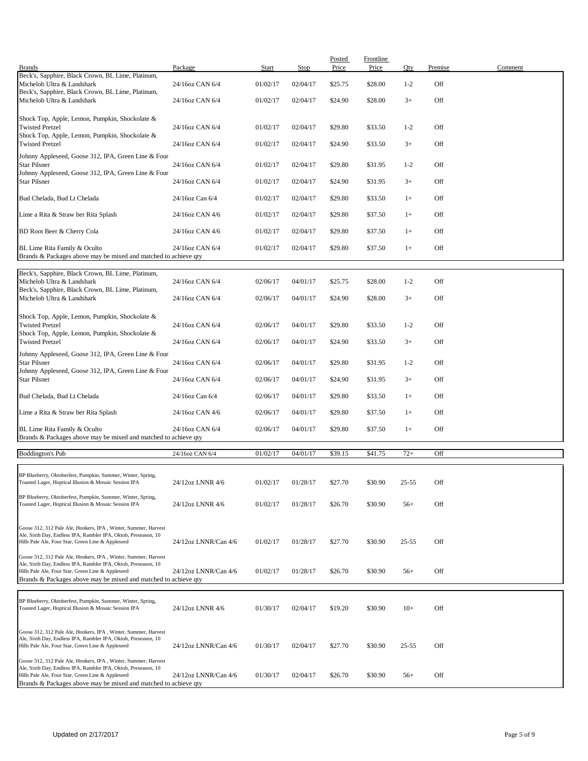| Brands | Package | Start | Stop | Posted Price | Frontline Price | Qty | Premise | Comment |
|---|---|---|---|---|---|---|---|---|
| Beck's, Sapphire, Black Crown, BL Lime, Platinum, Michelob Ultra & Landshark | 24/16oz CAN 6/4 | 01/02/17 | 02/04/17 | $25.75 | $28.00 | 1-2 | Off | |
| Beck's, Sapphire, Black Crown, BL Lime, Platinum, Michelob Ultra & Landshark | 24/16oz CAN 6/4 | 01/02/17 | 02/04/17 | $24.90 | $28.00 | 3+ | Off | |
| Shock Top, Apple, Lemon, Pumpkin, Shockolate & Twisted Pretzel | 24/16oz CAN 6/4 | 01/02/17 | 02/04/17 | $29.80 | $33.50 | 1-2 | Off | |
| Shock Top, Apple, Lemon, Pumpkin, Shockolate & Twisted Pretzel | 24/16oz CAN 6/4 | 01/02/17 | 02/04/17 | $24.90 | $33.50 | 3+ | Off | |
| Johnny Appleseed, Goose 312, IPA, Green Line & Four Star Pilsner | 24/16oz CAN 6/4 | 01/02/17 | 02/04/17 | $29.80 | $31.95 | 1-2 | Off | |
| Johnny Appleseed, Goose 312, IPA, Green Line & Four Star Pilsner | 24/16oz CAN 6/4 | 01/02/17 | 02/04/17 | $24.90 | $31.95 | 3+ | Off | |
| Bud Chelada, Bud Lt Chelada | 24/16oz Can 6/4 | 01/02/17 | 02/04/17 | $29.80 | $33.50 | 1+ | Off | |
| Lime a Rita & Straw ber Rita Splash | 24/16oz CAN 4/6 | 01/02/17 | 02/04/17 | $29.80 | $37.50 | 1+ | Off | |
| BD Root Beer & Cherry Cola | 24/16oz CAN 4/6 | 01/02/17 | 02/04/17 | $29.80 | $37.50 | 1+ | Off | |
| BL Lime Rita Family & Oculto | 24/16oz CAN 6/4 | 01/02/17 | 02/04/17 | $29.80 | $37.50 | 1+ | Off | |
| Brands & Packages above may be mixed and matched to achieve qty | | | | | | | | |
| Beck's, Sapphire, Black Crown, BL Lime, Platinum, Michelob Ultra & Landshark | 24/16oz CAN 6/4 | 02/06/17 | 04/01/17 | $25.75 | $28.00 | 1-2 | Off | |
| Beck's, Sapphire, Black Crown, BL Lime, Platinum, Michelob Ultra & Landshark | 24/16oz CAN 6/4 | 02/06/17 | 04/01/17 | $24.90 | $28.00 | 3+ | Off | |
| Shock Top, Apple, Lemon, Pumpkin, Shockolate & Twisted Pretzel | 24/16oz CAN 6/4 | 02/06/17 | 04/01/17 | $29.80 | $33.50 | 1-2 | Off | |
| Shock Top, Apple, Lemon, Pumpkin, Shockolate & Twisted Pretzel | 24/16oz CAN 6/4 | 02/06/17 | 04/01/17 | $24.90 | $33.50 | 3+ | Off | |
| Johnny Appleseed, Goose 312, IPA, Green Line & Four Star Pilsner | 24/16oz CAN 6/4 | 02/06/17 | 04/01/17 | $29.80 | $31.95 | 1-2 | Off | |
| Johnny Appleseed, Goose 312, IPA, Green Line & Four Star Pilsner | 24/16oz CAN 6/4 | 02/06/17 | 04/01/17 | $24.90 | $31.95 | 3+ | Off | |
| Bud Chelada, Bud Lt Chelada | 24/16oz Can 6/4 | 02/06/17 | 04/01/17 | $29.80 | $33.50 | 1+ | Off | |
| Lime a Rita & Straw ber Rita Splash | 24/16oz CAN 4/6 | 02/06/17 | 04/01/17 | $29.80 | $37.50 | 1+ | Off | |
| BL Lime Rita Family & Oculto | 24/16oz CAN 6/4 | 02/06/17 | 04/01/17 | $29.80 | $37.50 | 1+ | Off | |
| Brands & Packages above may be mixed and matched to achieve qty | | | | | | | | |
| Boddington's Pub | 24/16oz CAN 6/4 | 01/02/17 | 04/01/17 | $39.15 | $41.75 | 72+ | Off | |
| BP Blueberry, Oktoberfest, Pumpkin, Summer, Winter, Spring, Toasted Lager, Hoptical Illusion & Mosaic Session IPA | 24/12oz LNNR 4/6 | 01/02/17 | 01/28/17 | $27.70 | $30.90 | 25-55 | Off | |
| BP Blueberry, Oktoberfest, Pumpkin, Summer, Winter, Spring, Toasted Lager, Hoptical Illusion & Mosaic Session IPA | 24/12oz LNNR 4/6 | 01/02/17 | 01/28/17 | $26.70 | $30.90 | 56+ | Off | |
| Goose 312, 312 Pale Ale, Honkers, IPA , Winter, Summer, Harvest Ale, Sixth Day, Endless IPA, Rambler IPA, Oktob, Preseason, 10 Hills Pale Ale, Four Star, Green Line & Appleseed | 24/12oz LNNR/Can 4/6 | 01/02/17 | 01/28/17 | $27.70 | $30.90 | 25-55 | Off | |
| Goose 312, 312 Pale Ale, Honkers, IPA , Winter, Summer, Harvest Ale, Sixth Day, Endless IPA, Rambler IPA, Oktob, Preseason, 10 Hills Pale Ale, Four Star, Green Line & Appleseed | 24/12oz LNNR/Can 4/6 | 01/02/17 | 01/28/17 | $26.70 | $30.90 | 56+ | Off | |
| Brands & Packages above may be mixed and matched to achieve qty | | | | | | | | |
| BP Blueberry, Oktoberfest, Pumpkin, Summer, Winter, Spring, Toasted Lager, Hoptical Illusion & Mosaic Session IPA | 24/12oz LNNR 4/6 | 01/30/17 | 02/04/17 | $19.20 | $30.90 | 10+ | Off | |
| Goose 312, 312 Pale Ale, Honkers, IPA , Winter, Summer, Harvest Ale, Sixth Day, Endless IPA, Rambler IPA, Oktob, Preseason, 10 Hills Pale Ale, Four Star, Green Line & Appleseed | 24/12oz LNNR/Can 4/6 | 01/30/17 | 02/04/17 | $27.70 | $30.90 | 25-55 | Off | |
| Goose 312, 312 Pale Ale, Honkers, IPA , Winter, Summer, Harvest Ale, Sixth Day, Endless IPA, Rambler IPA, Oktob, Preseason, 10 Hills Pale Ale, Four Star, Green Line & Appleseed | 24/12oz LNNR/Can 4/6 | 01/30/17 | 02/04/17 | $26.70 | $30.90 | 56+ | Off | |
| Brands & Packages above may be mixed and matched to achieve qty | | | | | | | | |

Updated on 2/17/2017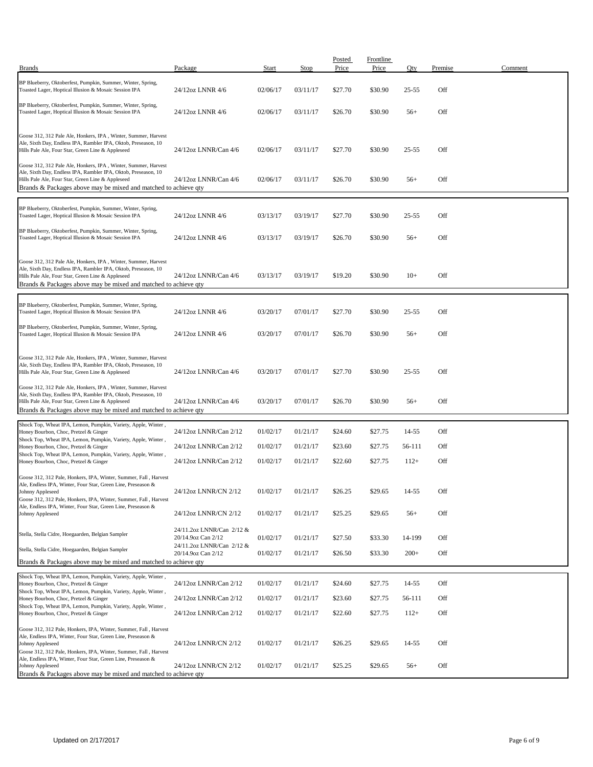| Brands | Package | Start | Stop | Posted Price | Frontline Price | Qty | Premise | Comment |
|---|---|---|---|---|---|---|---|---|
| BP Blueberry, Oktoberfest, Pumpkin, Summer, Winter, Spring, Toasted Lager, Hoptical Illusion & Mosaic Session IPA | 24/12oz LNNR 4/6 | 02/06/17 | 03/11/17 | $27.70 | $30.90 | 25-55 | Off | |
| BP Blueberry, Oktoberfest, Pumpkin, Summer, Winter, Spring, Toasted Lager, Hoptical Illusion & Mosaic Session IPA | 24/12oz LNNR 4/6 | 02/06/17 | 03/11/17 | $26.70 | $30.90 | 56+ | Off | |
| Goose 312, 312 Pale Ale, Honkers, IPA , Winter, Summer, Harvest Ale, Sixth Day, Endless IPA, Rambler IPA, Oktob, Preseason, 10 Hills Pale Ale, Four Star, Green Line & Appleseed | 24/12oz LNNR/Can 4/6 | 02/06/17 | 03/11/17 | $27.70 | $30.90 | 25-55 | Off | |
| Goose 312, 312 Pale Ale, Honkers, IPA , Winter, Summer, Harvest Ale, Sixth Day, Endless IPA, Rambler IPA, Oktob, Preseason, 10 Hills Pale Ale, Four Star, Green Line & Appleseed | 24/12oz LNNR/Can 4/6 | 02/06/17 | 03/11/17 | $26.70 | $30.90 | 56+ | Off | |
| Brands & Packages above may be mixed and matched to achieve qty | | | | | | | | |
| BP Blueberry, Oktoberfest, Pumpkin, Summer, Winter, Spring, Toasted Lager, Hoptical Illusion & Mosaic Session IPA | 24/12oz LNNR 4/6 | 03/13/17 | 03/19/17 | $27.70 | $30.90 | 25-55 | Off | |
| BP Blueberry, Oktoberfest, Pumpkin, Summer, Winter, Spring, Toasted Lager, Hoptical Illusion & Mosaic Session IPA | 24/12oz LNNR 4/6 | 03/13/17 | 03/19/17 | $26.70 | $30.90 | 56+ | Off | |
| Goose 312, 312 Pale Ale, Honkers, IPA , Winter, Summer, Harvest Ale, Sixth Day, Endless IPA, Rambler IPA, Oktob, Preseason, 10 Hills Pale Ale, Four Star, Green Line & Appleseed | 24/12oz LNNR/Can 4/6 | 03/13/17 | 03/19/17 | $19.20 | $30.90 | 10+ | Off | |
| Brands & Packages above may be mixed and matched to achieve qty | | | | | | | | |
| BP Blueberry, Oktoberfest, Pumpkin, Summer, Winter, Spring, Toasted Lager, Hoptical Illusion & Mosaic Session IPA | 24/12oz LNNR 4/6 | 03/20/17 | 07/01/17 | $27.70 | $30.90 | 25-55 | Off | |
| BP Blueberry, Oktoberfest, Pumpkin, Summer, Winter, Spring, Toasted Lager, Hoptical Illusion & Mosaic Session IPA | 24/12oz LNNR 4/6 | 03/20/17 | 07/01/17 | $26.70 | $30.90 | 56+ | Off | |
| Goose 312, 312 Pale Ale, Honkers, IPA , Winter, Summer, Harvest Ale, Sixth Day, Endless IPA, Rambler IPA, Oktob, Preseason, 10 Hills Pale Ale, Four Star, Green Line & Appleseed | 24/12oz LNNR/Can 4/6 | 03/20/17 | 07/01/17 | $27.70 | $30.90 | 25-55 | Off | |
| Goose 312, 312 Pale Ale, Honkers, IPA , Winter, Summer, Harvest Ale, Sixth Day, Endless IPA, Rambler IPA, Oktob, Preseason, 10 Hills Pale Ale, Four Star, Green Line & Appleseed | 24/12oz LNNR/Can 4/6 | 03/20/17 | 07/01/17 | $26.70 | $30.90 | 56+ | Off | |
| Brands & Packages above may be mixed and matched to achieve qty | | | | | | | | |
| Shock Top, Wheat IPA, Lemon, Pumpkin, Variety, Apple, Winter , Honey Bourbon, Choc, Pretzel & Ginger | 24/12oz LNNR/Can 2/12 | 01/02/17 | 01/21/17 | $24.60 | $27.75 | 14-55 | Off | |
| Shock Top, Wheat IPA, Lemon, Pumpkin, Variety, Apple, Winter , Honey Bourbon, Choc, Pretzel & Ginger | 24/12oz LNNR/Can 2/12 | 01/02/17 | 01/21/17 | $23.60 | $27.75 | 56-111 | Off | |
| Shock Top, Wheat IPA, Lemon, Pumpkin, Variety, Apple, Winter , Honey Bourbon, Choc, Pretzel & Ginger | 24/12oz LNNR/Can 2/12 | 01/02/17 | 01/21/17 | $22.60 | $27.75 | 112+ | Off | |
| Goose 312, 312 Pale, Honkers, IPA, Winter, Summer, Fall , Harvest Ale, Endless IPA, Winter, Four Star, Green Line, Preseason & Johnny Appleseed | 24/12oz LNNR/CN 2/12 | 01/02/17 | 01/21/17 | $26.25 | $29.65 | 14-55 | Off | |
| Goose 312, 312 Pale, Honkers, IPA, Winter, Summer, Fall , Harvest Ale, Endless IPA, Winter, Four Star, Green Line, Preseason & Johnny Appleseed | 24/12oz LNNR/CN 2/12 | 01/02/17 | 01/21/17 | $25.25 | $29.65 | 56+ | Off | |
| Stella, Stella Cidre, Hoegaarden, Belgian Sampler | 24/11.2oz LNNR/Can 2/12 & 20/14.9oz Can 2/12 | 01/02/17 | 01/21/17 | $27.50 | $33.30 | 14-199 | Off | |
| Stella, Stella Cidre, Hoegaarden, Belgian Sampler | 24/11.2oz LNNR/Can 2/12 & 20/14.9oz Can 2/12 | 01/02/17 | 01/21/17 | $26.50 | $33.30 | 200+ | Off | |
| Brands & Packages above may be mixed and matched to achieve qty | | | | | | | | |
| Shock Top, Wheat IPA, Lemon, Pumpkin, Variety, Apple, Winter , Honey Bourbon, Choc, Pretzel & Ginger | 24/12oz LNNR/Can 2/12 | 01/02/17 | 01/21/17 | $24.60 | $27.75 | 14-55 | Off | |
| Shock Top, Wheat IPA, Lemon, Pumpkin, Variety, Apple, Winter , Honey Bourbon, Choc, Pretzel & Ginger | 24/12oz LNNR/Can 2/12 | 01/02/17 | 01/21/17 | $23.60 | $27.75 | 56-111 | Off | |
| Shock Top, Wheat IPA, Lemon, Pumpkin, Variety, Apple, Winter , Honey Bourbon, Choc, Pretzel & Ginger | 24/12oz LNNR/Can 2/12 | 01/02/17 | 01/21/17 | $22.60 | $27.75 | 112+ | Off | |
| Goose 312, 312 Pale, Honkers, IPA, Winter, Summer, Fall , Harvest Ale, Endless IPA, Winter, Four Star, Green Line, Preseason & Johnny Appleseed | 24/12oz LNNR/CN 2/12 | 01/02/17 | 01/21/17 | $26.25 | $29.65 | 14-55 | Off | |
| Goose 312, 312 Pale, Honkers, IPA, Winter, Summer, Fall , Harvest Ale, Endless IPA, Winter, Four Star, Green Line, Preseason & Johnny Appleseed | 24/12oz LNNR/CN 2/12 | 01/02/17 | 01/21/17 | $25.25 | $29.65 | 56+ | Off | |
| Brands & Packages above may be mixed and matched to achieve qty | | | | | | | | |

Updated on 2/17/2017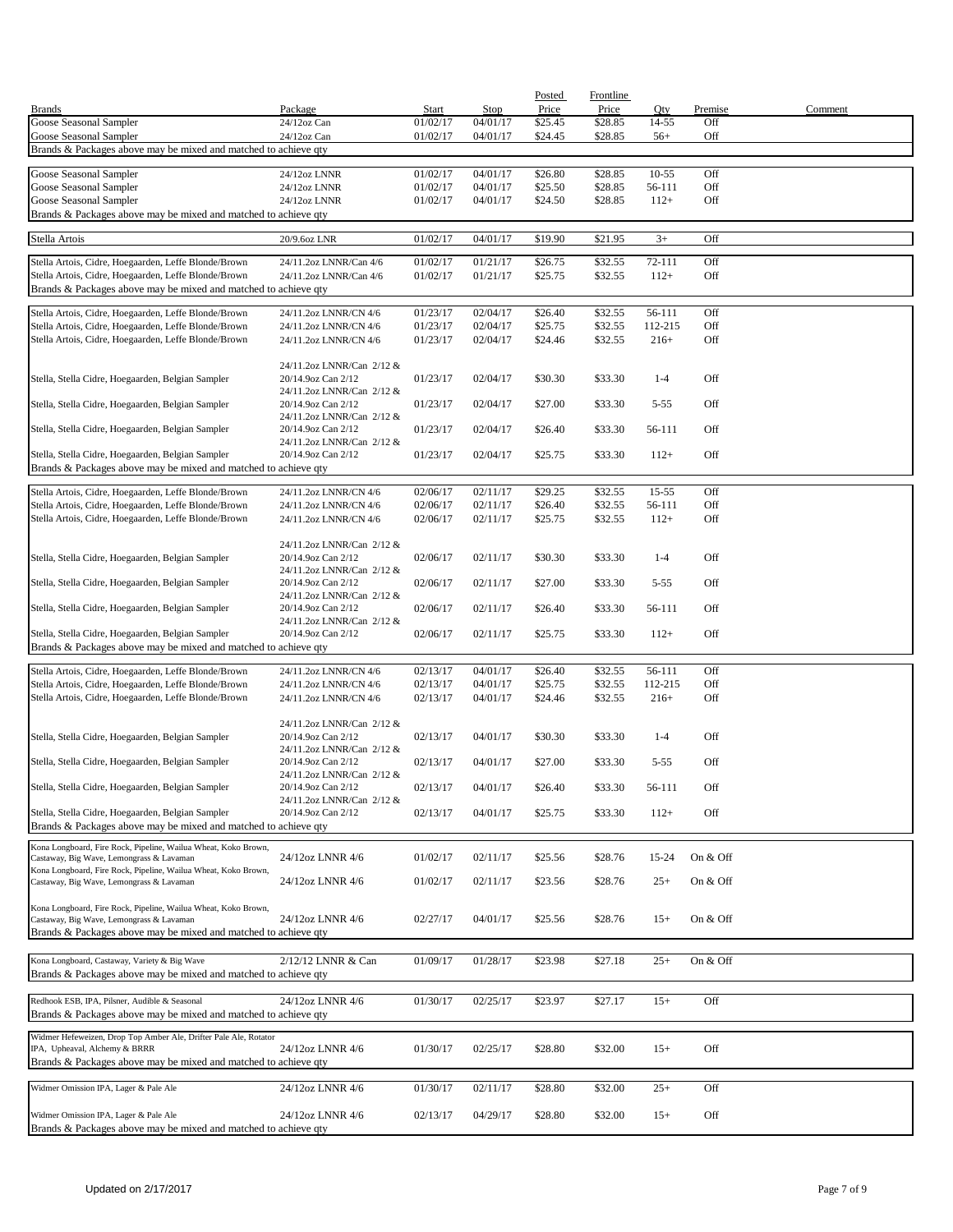| Brands | Package | Start | Stop | Posted Price | Frontline Price | Qty | Premise | Comment |
|---|---|---|---|---|---|---|---|---|
| Goose Seasonal Sampler | 24/12oz Can | 01/02/17 | 04/01/17 | $25.45 | $28.85 | 14-55 | Off | |
| Goose Seasonal Sampler | 24/12oz Can | 01/02/17 | 04/01/17 | $24.45 | $28.85 | 56+ | Off | |
| Brands & Packages above may be mixed and matched to achieve qty | | | | | | | | |
| Goose Seasonal Sampler | 24/12oz LNNR | 01/02/17 | 04/01/17 | $26.80 | $28.85 | 10-55 | Off | |
| Goose Seasonal Sampler | 24/12oz LNNR | 01/02/17 | 04/01/17 | $25.50 | $28.85 | 56-111 | Off | |
| Goose Seasonal Sampler | 24/12oz LNNR | 01/02/17 | 04/01/17 | $24.50 | $28.85 | 112+ | Off | |
| Brands & Packages above may be mixed and matched to achieve qty | | | | | | | | |
| Stella Artois | 20/9.6oz LNR | 01/02/17 | 04/01/17 | $19.90 | $21.95 | 3+ | Off | |
| Stella Artois, Cidre, Hoegaarden, Leffe Blonde/Brown | 24/11.2oz LNNR/Can 4/6 | 01/02/17 | 01/21/17 | $26.75 | $32.55 | 72-111 | Off | |
| Stella Artois, Cidre, Hoegaarden, Leffe Blonde/Brown | 24/11.2oz LNNR/Can 4/6 | 01/02/17 | 01/21/17 | $25.75 | $32.55 | 112+ | Off | |
| Brands & Packages above may be mixed and matched to achieve qty | | | | | | | | |
| Stella Artois, Cidre, Hoegaarden, Leffe Blonde/Brown | 24/11.2oz LNNR/CN 4/6 | 01/23/17 | 02/04/17 | $26.40 | $32.55 | 56-111 | Off | |
| Stella Artois, Cidre, Hoegaarden, Leffe Blonde/Brown | 24/11.2oz LNNR/CN 4/6 | 01/23/17 | 02/04/17 | $25.75 | $32.55 | 112-215 | Off | |
| Stella Artois, Cidre, Hoegaarden, Leffe Blonde/Brown | 24/11.2oz LNNR/CN 4/6 | 01/23/17 | 02/04/17 | $24.46 | $32.55 | 216+ | Off | |
| Stella, Stella Cidre, Hoegaarden, Belgian Sampler | 24/11.2oz LNNR/Can 2/12 & 20/14.9oz Can 2/12 | 01/23/17 | 02/04/17 | $30.30 | $33.30 | 1-4 | Off | |
| Stella, Stella Cidre, Hoegaarden, Belgian Sampler | 24/11.2oz LNNR/Can 2/12 & 20/14.9oz Can 2/12 | 01/23/17 | 02/04/17 | $27.00 | $33.30 | 5-55 | Off | |
| Stella, Stella Cidre, Hoegaarden, Belgian Sampler | 24/11.2oz LNNR/Can 2/12 & 20/14.9oz Can 2/12 | 01/23/17 | 02/04/17 | $26.40 | $33.30 | 56-111 | Off | |
| Stella, Stella Cidre, Hoegaarden, Belgian Sampler | 24/11.2oz LNNR/Can 2/12 & 20/14.9oz Can 2/12 | 01/23/17 | 02/04/17 | $25.75 | $33.30 | 112+ | Off | |
| Brands & Packages above may be mixed and matched to achieve qty | | | | | | | | |
| Stella Artois, Cidre, Hoegaarden, Leffe Blonde/Brown | 24/11.2oz LNNR/CN 4/6 | 02/06/17 | 02/11/17 | $29.25 | $32.55 | 15-55 | Off | |
| Stella Artois, Cidre, Hoegaarden, Leffe Blonde/Brown | 24/11.2oz LNNR/CN 4/6 | 02/06/17 | 02/11/17 | $26.40 | $32.55 | 56-111 | Off | |
| Stella Artois, Cidre, Hoegaarden, Leffe Blonde/Brown | 24/11.2oz LNNR/CN 4/6 | 02/06/17 | 02/11/17 | $25.75 | $32.55 | 112+ | Off | |
| Stella, Stella Cidre, Hoegaarden, Belgian Sampler | 24/11.2oz LNNR/Can 2/12 & 20/14.9oz Can 2/12 | 02/06/17 | 02/11/17 | $30.30 | $33.30 | 1-4 | Off | |
| Stella, Stella Cidre, Hoegaarden, Belgian Sampler | 24/11.2oz LNNR/Can 2/12 & 20/14.9oz Can 2/12 | 02/06/17 | 02/11/17 | $27.00 | $33.30 | 5-55 | Off | |
| Stella, Stella Cidre, Hoegaarden, Belgian Sampler | 24/11.2oz LNNR/Can 2/12 & 20/14.9oz Can 2/12 | 02/06/17 | 02/11/17 | $26.40 | $33.30 | 56-111 | Off | |
| Stella, Stella Cidre, Hoegaarden, Belgian Sampler | 24/11.2oz LNNR/Can 2/12 & 20/14.9oz Can 2/12 | 02/06/17 | 02/11/17 | $25.75 | $33.30 | 112+ | Off | |
| Brands & Packages above may be mixed and matched to achieve qty | | | | | | | | |
| Stella Artois, Cidre, Hoegaarden, Leffe Blonde/Brown | 24/11.2oz LNNR/CN 4/6 | 02/13/17 | 04/01/17 | $26.40 | $32.55 | 56-111 | Off | |
| Stella Artois, Cidre, Hoegaarden, Leffe Blonde/Brown | 24/11.2oz LNNR/CN 4/6 | 02/13/17 | 04/01/17 | $25.75 | $32.55 | 112-215 | Off | |
| Stella Artois, Cidre, Hoegaarden, Leffe Blonde/Brown | 24/11.2oz LNNR/CN 4/6 | 02/13/17 | 04/01/17 | $24.46 | $32.55 | 216+ | Off | |
| Stella, Stella Cidre, Hoegaarden, Belgian Sampler | 24/11.2oz LNNR/Can 2/12 & 20/14.9oz Can 2/12 | 02/13/17 | 04/01/17 | $30.30 | $33.30 | 1-4 | Off | |
| Stella, Stella Cidre, Hoegaarden, Belgian Sampler | 24/11.2oz LNNR/Can 2/12 & 20/14.9oz Can 2/12 | 02/13/17 | 04/01/17 | $27.00 | $33.30 | 5-55 | Off | |
| Stella, Stella Cidre, Hoegaarden, Belgian Sampler | 24/11.2oz LNNR/Can 2/12 & 20/14.9oz Can 2/12 | 02/13/17 | 04/01/17 | $26.40 | $33.30 | 56-111 | Off | |
| Stella, Stella Cidre, Hoegaarden, Belgian Sampler | 24/11.2oz LNNR/Can 2/12 & 20/14.9oz Can 2/12 | 02/13/17 | 04/01/17 | $25.75 | $33.30 | 112+ | Off | |
| Brands & Packages above may be mixed and matched to achieve qty | | | | | | | | |
| Kona Longboard, Fire Rock, Pipeline, Wailua Wheat, Koko Brown, Castaway, Big Wave, Lemongrass & Lavaman | 24/12oz LNNR 4/6 | 01/02/17 | 02/11/17 | $25.56 | $28.76 | 15-24 | On & Off | |
| Kona Longboard, Fire Rock, Pipeline, Wailua Wheat, Koko Brown, Castaway, Big Wave, Lemongrass & Lavaman | 24/12oz LNNR 4/6 | 01/02/17 | 02/11/17 | $23.56 | $28.76 | 25+ | On & Off | |
| Kona Longboard, Fire Rock, Pipeline, Wailua Wheat, Koko Brown, Castaway, Big Wave, Lemongrass & Lavaman | 24/12oz LNNR 4/6 | 02/27/17 | 04/01/17 | $25.56 | $28.76 | 15+ | On & Off | |
| Brands & Packages above may be mixed and matched to achieve qty | | | | | | | | |
| Kona Longboard, Castaway, Variety & Big Wave | 2/12/12 LNNR & Can | 01/09/17 | 01/28/17 | $23.98 | $27.18 | 25+ | On & Off | |
| Brands & Packages above may be mixed and matched to achieve qty | | | | | | | | |
| Redhook ESB, IPA, Pilsner, Audible & Seasonal | 24/12oz LNNR 4/6 | 01/30/17 | 02/25/17 | $23.97 | $27.17 | 15+ | Off | |
| Brands & Packages above may be mixed and matched to achieve qty | | | | | | | | |
| Widmer Hefeweizen, Drop Top Amber Ale, Drifter Pale Ale, Rotator IPA, Upheaval, Alchemy & BRRR | 24/12oz LNNR 4/6 | 01/30/17 | 02/25/17 | $28.80 | $32.00 | 15+ | Off | |
| Brands & Packages above may be mixed and matched to achieve qty | | | | | | | | |
| Widmer Omission IPA, Lager & Pale Ale | 24/12oz LNNR 4/6 | 01/30/17 | 02/11/17 | $28.80 | $32.00 | 25+ | Off | |
| Widmer Omission IPA, Lager & Pale Ale | 24/12oz LNNR 4/6 | 02/13/17 | 04/29/17 | $28.80 | $32.00 | 15+ | Off | |
| Brands & Packages above may be mixed and matched to achieve qty | | | | | | | | |

Updated on 2/17/2017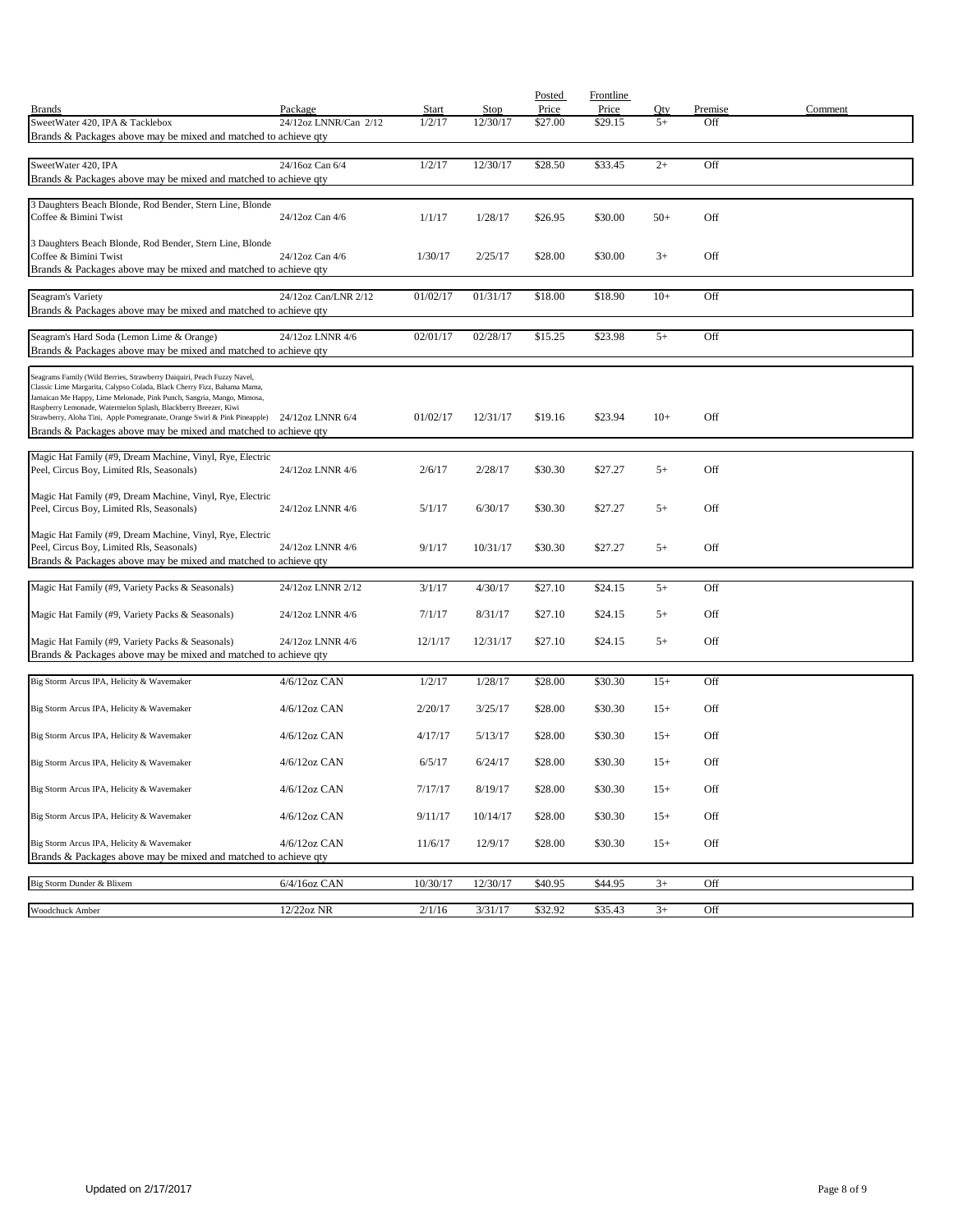| Brands | Package | Start | Stop | Posted Price | Frontline Price | Qty | Premise | Comment |
|---|---|---|---|---|---|---|---|---|
| SweetWater 420, IPA & Tacklebox | 24/12oz LNNR/Can 2/12 | 1/2/17 | 12/30/17 | $27.00 | $29.15 | 5+ | Off | |
| Brands & Packages above may be mixed and matched to achieve qty | | | | | | | | |
| SweetWater 420, IPA | 24/16oz Can 6/4 | 1/2/17 | 12/30/17 | $28.50 | $33.45 | 2+ | Off | |
| Brands & Packages above may be mixed and matched to achieve qty | | | | | | | | |
| 3 Daughters Beach Blonde, Rod Bender, Stern Line, Blonde Coffee & Bimini Twist | 24/12oz Can 4/6 | 1/1/17 | 1/28/17 | $26.95 | $30.00 | 50+ | Off | |
| 3 Daughters Beach Blonde, Rod Bender, Stern Line, Blonde Coffee & Bimini Twist | 24/12oz Can 4/6 | 1/30/17 | 2/25/17 | $28.00 | $30.00 | 3+ | Off | |
| Brands & Packages above may be mixed and matched to achieve qty | | | | | | | | |
| Seagram's Variety | 24/12oz Can/LNR 2/12 | 01/02/17 | 01/31/17 | $18.00 | $18.90 | 10+ | Off | |
| Brands & Packages above may be mixed and matched to achieve qty | | | | | | | | |
| Seagram's Hard Soda (Lemon Lime & Orange) | 24/12oz LNNR 4/6 | 02/01/17 | 02/28/17 | $15.25 | $23.98 | 5+ | Off | |
| Brands & Packages above may be mixed and matched to achieve qty | | | | | | | | |
| Seagrams Family (Wild Berries, Strawberry Daiquiri, Peach Fuzzy Navel, Classic Lime Margarita, Calypso Colada, Black Cherry Fizz, Bahama Mama, Jamaican Me Happy, Lime Melonade, Pink Punch, Sangria, Mango, Mimosa, Raspberry Lemonade, Watermelon Splash, Blackberry Breezer, Kiwi Strawberry, Aloha Tini, Apple Pomegranate, Orange Swirl & Pink Pineapple) | 24/12oz LNNR 6/4 | 01/02/17 | 12/31/17 | $19.16 | $23.94 | 10+ | Off | |
| Brands & Packages above may be mixed and matched to achieve qty | | | | | | | | |
| Magic Hat Family (#9, Dream Machine, Vinyl, Rye, Electric Peel, Circus Boy, Limited Rls, Seasonals) | 24/12oz LNNR 4/6 | 2/6/17 | 2/28/17 | $30.30 | $27.27 | 5+ | Off | |
| Magic Hat Family (#9, Dream Machine, Vinyl, Rye, Electric Peel, Circus Boy, Limited Rls, Seasonals) | 24/12oz LNNR 4/6 | 5/1/17 | 6/30/17 | $30.30 | $27.27 | 5+ | Off | |
| Magic Hat Family (#9, Dream Machine, Vinyl, Rye, Electric Peel, Circus Boy, Limited Rls, Seasonals) | 24/12oz LNNR 4/6 | 9/1/17 | 10/31/17 | $30.30 | $27.27 | 5+ | Off | |
| Brands & Packages above may be mixed and matched to achieve qty | | | | | | | | |
| Magic Hat Family (#9, Variety Packs & Seasonals) | 24/12oz LNNR 2/12 | 3/1/17 | 4/30/17 | $27.10 | $24.15 | 5+ | Off | |
| Magic Hat Family (#9, Variety Packs & Seasonals) | 24/12oz LNNR 4/6 | 7/1/17 | 8/31/17 | $27.10 | $24.15 | 5+ | Off | |
| Magic Hat Family (#9, Variety Packs & Seasonals) | 24/12oz LNNR 4/6 | 12/1/17 | 12/31/17 | $27.10 | $24.15 | 5+ | Off | |
| Brands & Packages above may be mixed and matched to achieve qty | | | | | | | | |
| Big Storm Arcus IPA, Helicity & Wavemaker | 4/6/12oz CAN | 1/2/17 | 1/28/17 | $28.00 | $30.30 | 15+ | Off | |
| Big Storm Arcus IPA, Helicity & Wavemaker | 4/6/12oz CAN | 2/20/17 | 3/25/17 | $28.00 | $30.30 | 15+ | Off | |
| Big Storm Arcus IPA, Helicity & Wavemaker | 4/6/12oz CAN | 4/17/17 | 5/13/17 | $28.00 | $30.30 | 15+ | Off | |
| Big Storm Arcus IPA, Helicity & Wavemaker | 4/6/12oz CAN | 6/5/17 | 6/24/17 | $28.00 | $30.30 | 15+ | Off | |
| Big Storm Arcus IPA, Helicity & Wavemaker | 4/6/12oz CAN | 7/17/17 | 8/19/17 | $28.00 | $30.30 | 15+ | Off | |
| Big Storm Arcus IPA, Helicity & Wavemaker | 4/6/12oz CAN | 9/11/17 | 10/14/17 | $28.00 | $30.30 | 15+ | Off | |
| Big Storm Arcus IPA, Helicity & Wavemaker | 4/6/12oz CAN | 11/6/17 | 12/9/17 | $28.00 | $30.30 | 15+ | Off | |
| Brands & Packages above may be mixed and matched to achieve qty | | | | | | | | |
| Big Storm Dunder & Blixem | 6/4/16oz CAN | 10/30/17 | 12/30/17 | $40.95 | $44.95 | 3+ | Off | |
| Woodchuck Amber | 12/22oz NR | 2/1/16 | 3/31/17 | $32.92 | $35.43 | 3+ | Off | |

Updated on 2/17/2017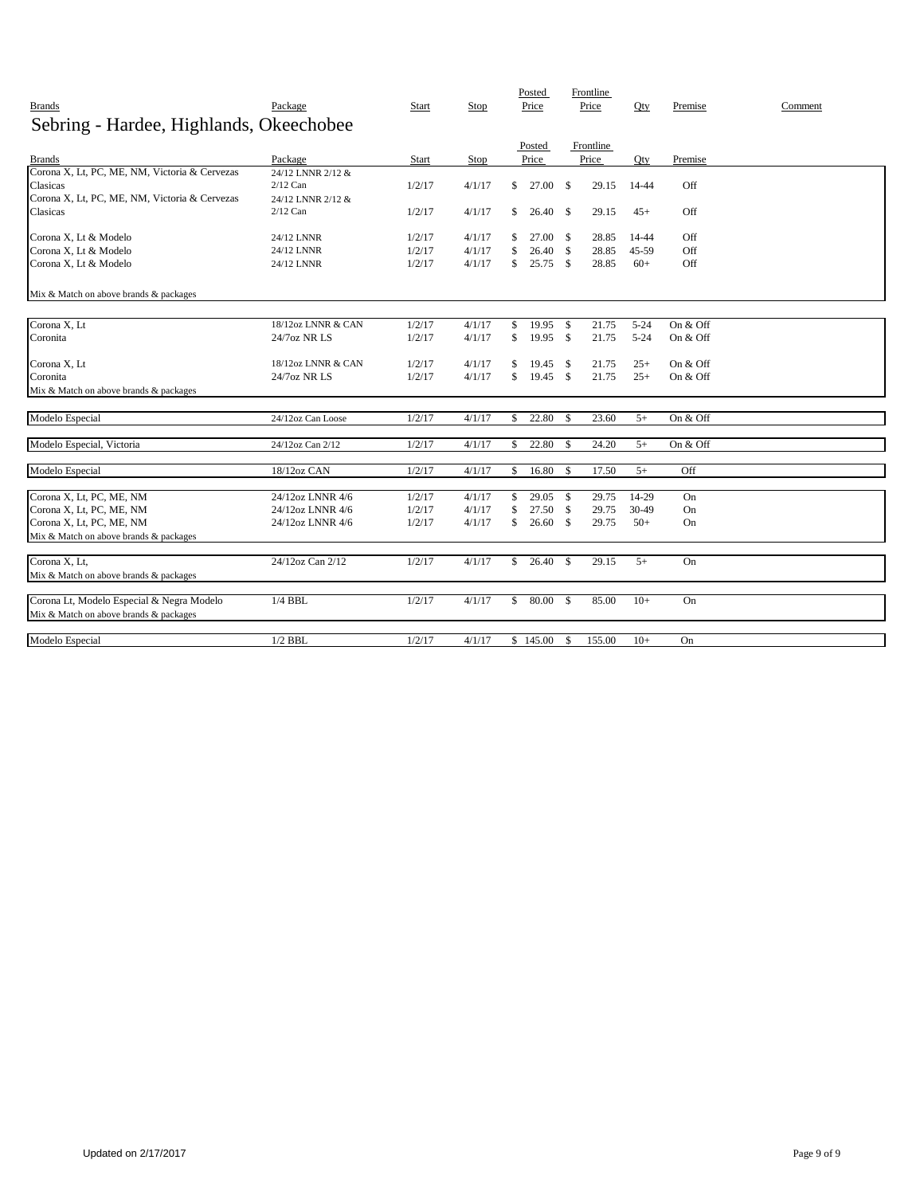| Brands | Package | Start | Stop | Posted Price | Frontline Price | Qty | Premise | Comment |
|---|---|---|---|---|---|---|---|---|

# Sebring - Hardee, Highlands, Okeechobee

| Brands | Package | Start | Stop | Posted Price | Frontline Price | Qty | Premise |
|---|---|---|---|---|---|---|---|
| Corona X, Lt, PC, ME, NM, Victoria & Cervezas Clasicas | 24/12 LNNR 2/12 & 2/12 Can | 1/2/17 | 4/1/17 | $ 27.00 | $ 29.15 | 14-44 | Off |
| Corona X, Lt, PC, ME, NM, Victoria & Cervezas Clasicas | 24/12 LNNR 2/12 & 2/12 Can | 1/2/17 | 4/1/17 | $ 26.40 | $ 29.15 | 45+ | Off |
| Corona X, Lt & Modelo | 24/12 LNNR | 1/2/17 | 4/1/17 | $ 27.00 | $ 28.85 | 14-44 | Off |
| Corona X, Lt & Modelo | 24/12 LNNR | 1/2/17 | 4/1/17 | $ 26.40 | $ 28.85 | 45-59 | Off |
| Corona X, Lt & Modelo | 24/12 LNNR | 1/2/17 | 4/1/17 | $ 25.75 | $ 28.85 | 60+ | Off |
| Mix & Match on above brands & packages | | | | | | | |
| Corona X, Lt | 18/12oz LNNR & CAN | 1/2/17 | 4/1/17 | $ 19.95 | $ 21.75 | 5-24 | On & Off |
| Coronita | 24/7oz NR LS | 1/2/17 | 4/1/17 | $ 19.95 | $ 21.75 | 5-24 | On & Off |
| Corona X, Lt | 18/12oz LNNR & CAN | 1/2/17 | 4/1/17 | $ 19.45 | $ 21.75 | 25+ | On & Off |
| Coronita | 24/7oz NR LS | 1/2/17 | 4/1/17 | $ 19.45 | $ 21.75 | 25+ | On & Off |
| Mix & Match on above brands & packages | | | | | | | |
| Modelo Especial | 24/12oz Can Loose | 1/2/17 | 4/1/17 | $ 22.80 | $ 23.60 | 5+ | On & Off |
| Modelo Especial, Victoria | 24/12oz Can 2/12 | 1/2/17 | 4/1/17 | $ 22.80 | $ 24.20 | 5+ | On & Off |
| Modelo Especial | 18/12oz CAN | 1/2/17 | 4/1/17 | $ 16.80 | $ 17.50 | 5+ | Off |
| Corona X, Lt, PC, ME, NM | 24/12oz LNNR 4/6 | 1/2/17 | 4/1/17 | $ 29.05 | $ 29.75 | 14-29 | On |
| Corona X, Lt, PC, ME, NM | 24/12oz LNNR 4/6 | 1/2/17 | 4/1/17 | $ 27.50 | $ 29.75 | 30-49 | On |
| Corona X, Lt, PC, ME, NM | 24/12oz LNNR 4/6 | 1/2/17 | 4/1/17 | $ 26.60 | $ 29.75 | 50+ | On |
| Mix & Match on above brands & packages | | | | | | | |
| Corona X, Lt, | 24/12oz Can 2/12 | 1/2/17 | 4/1/17 | $ 26.40 | $ 29.15 | 5+ | On |
| Mix & Match on above brands & packages | | | | | | | |
| Corona Lt, Modelo Especial & Negra Modelo | 1/4 BBL | 1/2/17 | 4/1/17 | $ 80.00 | $ 85.00 | 10+ | On |
| Mix & Match on above brands & packages | | | | | | | |
| Modelo Especial | 1/2 BBL | 1/2/17 | 4/1/17 | $ 145.00 | $ 155.00 | 10+ | On |

Updated on 2/17/2017